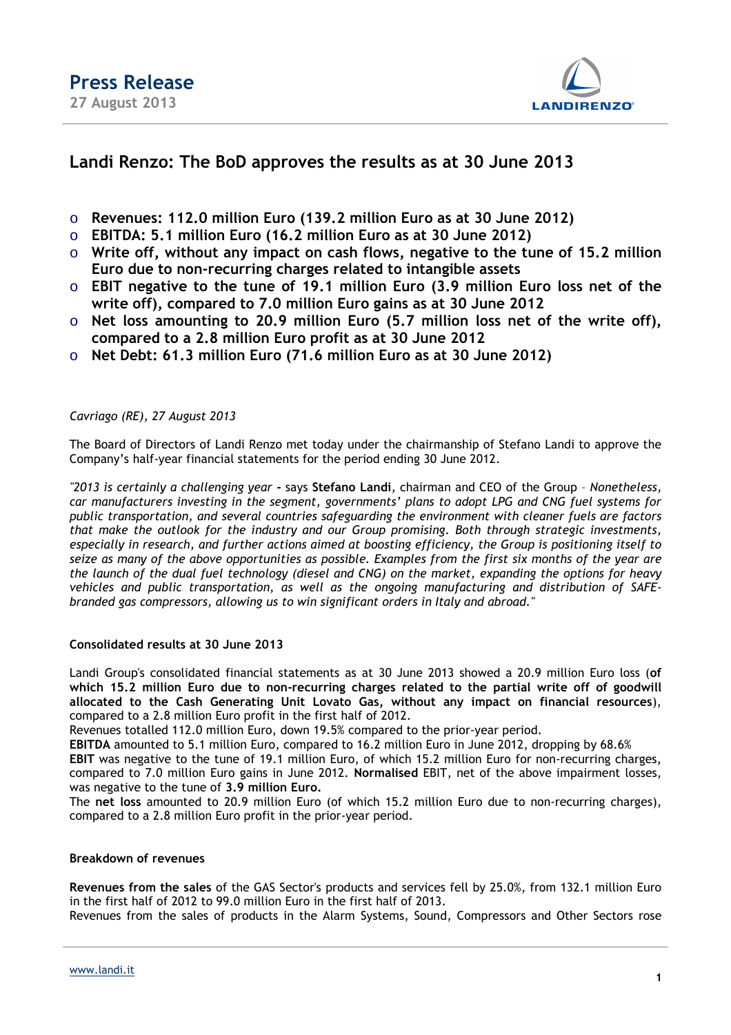**Press Release**

**27 August 2013**

# Landi Renzo: The BoD approves the results as at 30 June 2013

- **Revenues: 112.0 million Euro (139.2 million Euro as at 30 June 2012)**
- **EBITDA: 5.1 million Euro (16.2 million Euro as at 30 June 2012)**
- **Write off, without any impact on cash flows, negative to the tune of 15.2 million Euro due to non-recurring charges related to intangible assets**
- **EBIT negative to the tune of 19.1 million Euro (3.9 million Euro loss net of the write off), compared to 7.0 million Euro gains as at 30 June 2012**
- **Net loss amounting to 20.9 million Euro (5.7 million loss net of the write off), compared to a 2.8 million Euro profit as at 30 June 2012**
- **Net Debt: 61.3 million Euro (71.6 million Euro as at 30 June 2012)**

*Cavriago (RE), 27 August 2013*

The Board of Directors of Landi Renzo met today under the chairmanship of Stefano Landi to approve the Company's half-year financial statements for the period ending 30 June 2012.

*"2013 is certainly a challenging year* **-** says **Stefano Landi**, chairman and CEO of the Group – *Nonetheless, car manufacturers investing in the segment, governments' plans to adopt LPG and CNG fuel systems for public transportation, and several countries safeguarding the environment with cleaner fuels are factors that make the outlook for the industry and our Group promising. Both through strategic investments, especially in research, and further actions aimed at boosting efficiency, the Group is positioning itself to seize as many of the above opportunities as possible. Examples from the first six months of the year are the launch of the dual fuel technology (diesel and CNG) on the market, expanding the options for heavy vehicles and public transportation, as well as the ongoing manufacturing and distribution of SAFE-branded gas compressors, allowing us to win significant orders in Italy and abroad."*

**Consolidated results at 30 June 2013**

Landi Group's consolidated financial statements as at 30 June 2013 showed a 20.9 million Euro loss (**of which 15.2 million Euro due to non-recurring charges related to the partial write off of goodwill allocated to the Cash Generating Unit Lovato Gas, without any impact on financial resources**), compared to a 2.8 million Euro profit in the first half of 2012.

Revenues totalled 112.0 million Euro, down 19.5% compared to the prior-year period.

**EBITDA** amounted to 5.1 million Euro, compared to 16.2 million Euro in June 2012, dropping by 68.6%

**EBIT** was negative to the tune of 19.1 million Euro, of which 15.2 million Euro for non-recurring charges, compared to 7.0 million Euro gains in June 2012. **Normalised** EBIT, net of the above impairment losses, was negative to the tune of **3.9 million Euro.**

The **net loss** amounted to 20.9 million Euro (of which 15.2 million Euro due to non-recurring charges), compared to a 2.8 million Euro profit in the prior-year period.

**Breakdown of revenues**

**Revenues from the sales** of the GAS Sector's products and services fell by 25.0%, from 132.1 million Euro in the first half of 2012 to 99.0 million Euro in the first half of 2013.

Revenues from the sales of products in the Alarm Systems, Sound, Compressors and Other Sectors rose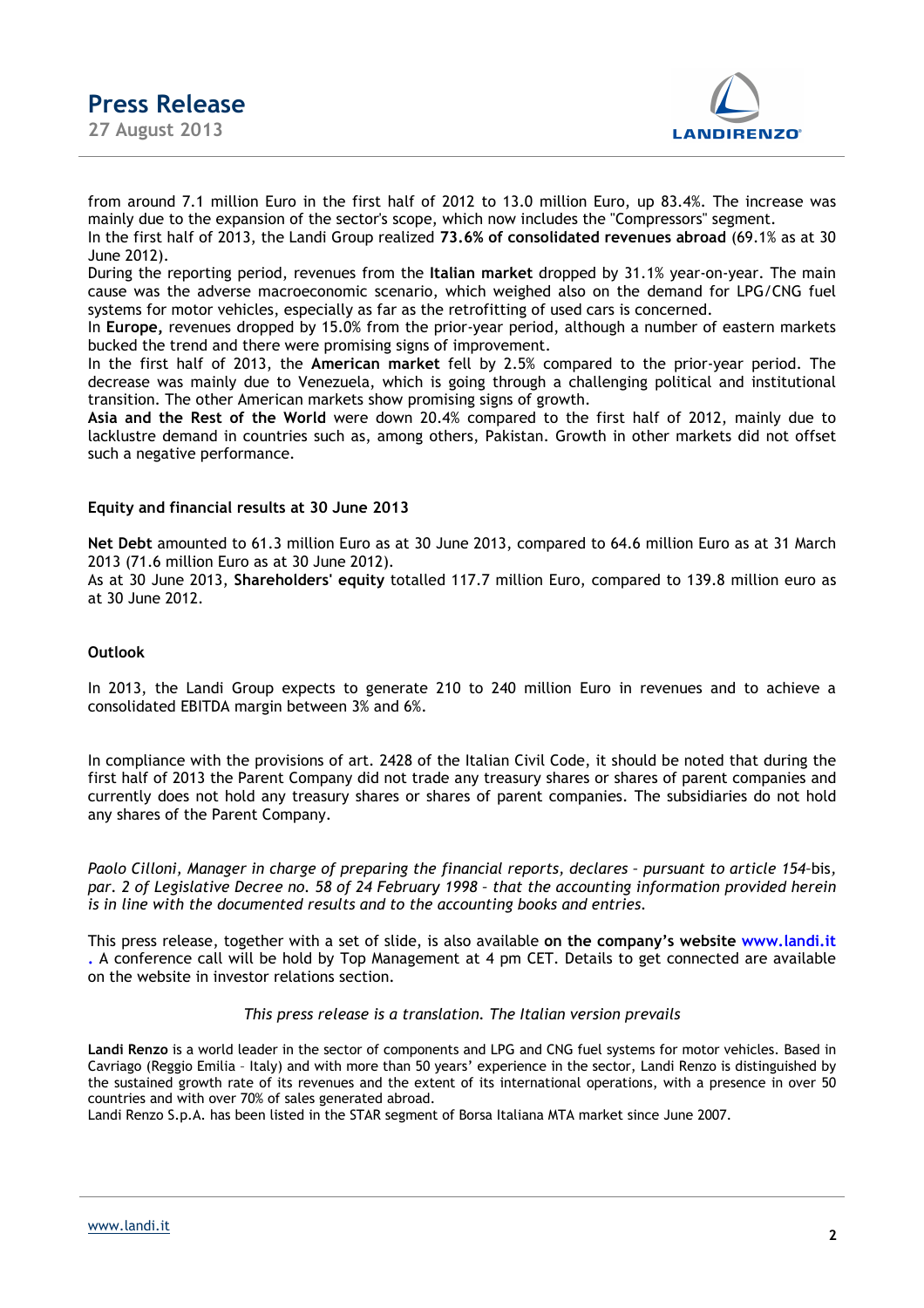from around 7.1 million Euro in the first half of 2012 to 13.0 million Euro, up 83.4%. The increase was mainly due to the expansion of the sector's scope, which now includes the "Compressors" segment.

In the first half of 2013, the Landi Group realized **73.6% of consolidated revenues abroad** (69.1% as at 30 June 2012).

During the reporting period, revenues from the **Italian market** dropped by 31.1% year-on-year. The main cause was the adverse macroeconomic scenario, which weighed also on the demand for LPG/CNG fuel systems for motor vehicles, especially as far as the retrofitting of used cars is concerned.

In **Europe,** revenues dropped by 15.0% from the prior-year period, although a number of eastern markets bucked the trend and there were promising signs of improvement.

In the first half of 2013, the **American market** fell by 2.5% compared to the prior-year period. The decrease was mainly due to Venezuela, which is going through a challenging political and institutional transition. The other American markets show promising signs of growth.

**Asia and the Rest of the World** were down 20.4% compared to the first half of 2012, mainly due to lacklustre demand in countries such as, among others, Pakistan. Growth in other markets did not offset such a negative performance.

### Equity and financial results at 30 June 2013

**Net Debt** amounted to 61.3 million Euro as at 30 June 2013, compared to 64.6 million Euro as at 31 March 2013 (71.6 million Euro as at 30 June 2012).

As at 30 June 2013, **Shareholders' equity** totalled 117.7 million Euro, compared to 139.8 million euro as at 30 June 2012.

### Outlook

In 2013, the Landi Group expects to generate 210 to 240 million Euro in revenues and to achieve a consolidated EBITDA margin between 3% and 6%.

In compliance with the provisions of art. 2428 of the Italian Civil Code, it should be noted that during the first half of 2013 the Parent Company did not trade any treasury shares or shares of parent companies and currently does not hold any treasury shares or shares of parent companies. The subsidiaries do not hold any shares of the Parent Company.

*Paolo Cilloni, Manager in charge of preparing the financial reports, declares – pursuant to article 154-*bis*, par. 2 of Legislative Decree no. 58 of 24 February 1998 – that the accounting information provided herein is in line with the documented results and to the accounting books and entries.*

This press release, together with a set of slide, is also available **on the company's website** www.landi.it . A conference call will be hold by Top Management at 4 pm CET. Details to get connected are available on the website in investor relations section.

*This press release is a translation. The Italian version prevails*

**Landi Renzo** is a world leader in the sector of components and LPG and CNG fuel systems for motor vehicles. Based in Cavriago (Reggio Emilia – Italy) and with more than 50 years' experience in the sector, Landi Renzo is distinguished by the sustained growth rate of its revenues and the extent of its international operations, with a presence in over 50 countries and with over 70% of sales generated abroad.

Landi Renzo S.p.A. has been listed in the STAR segment of Borsa Italiana MTA market since June 2007.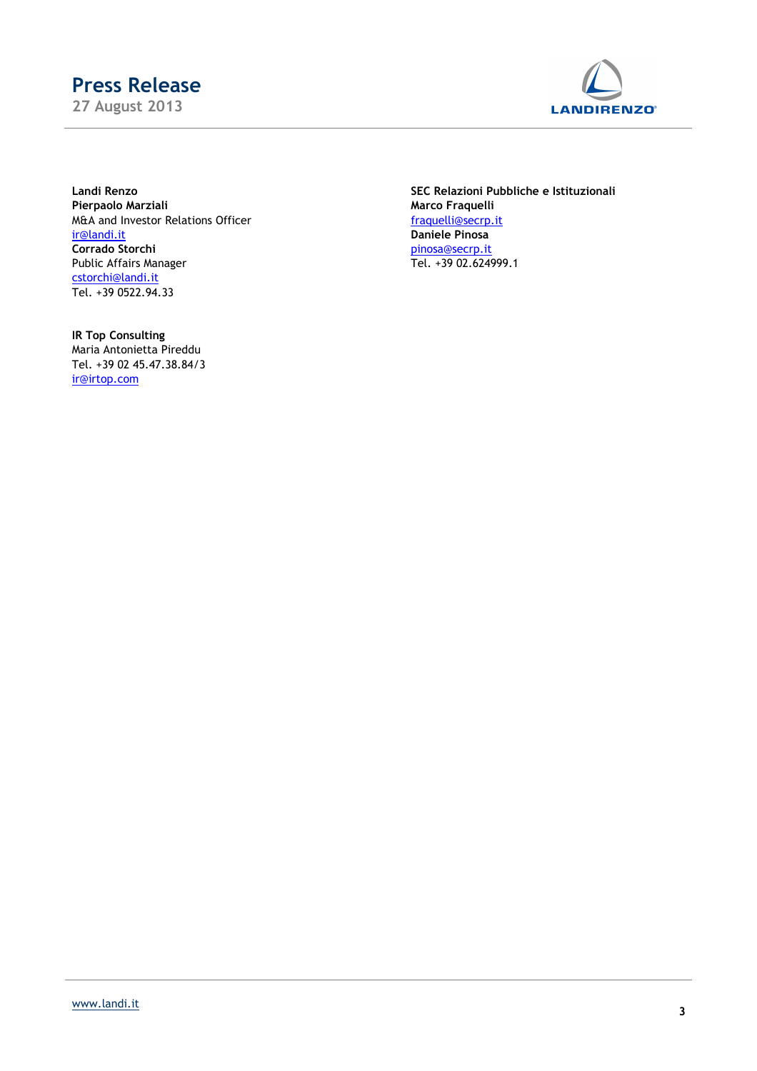**Landi Renzo**
**Pierpaolo Marziali**
M&A and Investor Relations Officer
ir@landi.it
**Corrado Storchi**
Public Affairs Manager
cstorchi@landi.it
Tel. +39 0522.94.33

**IR Top Consulting**
Maria Antonietta Pireddu
Tel. +39 02 45.47.38.84/3
ir@irtop.com

**SEC Relazioni Pubbliche e Istituzionali**
**Marco Fraquelli**
fraquelli@secrp.it
**Daniele Pinosa**
pinosa@secrp.it
Tel. +39 02.624999.1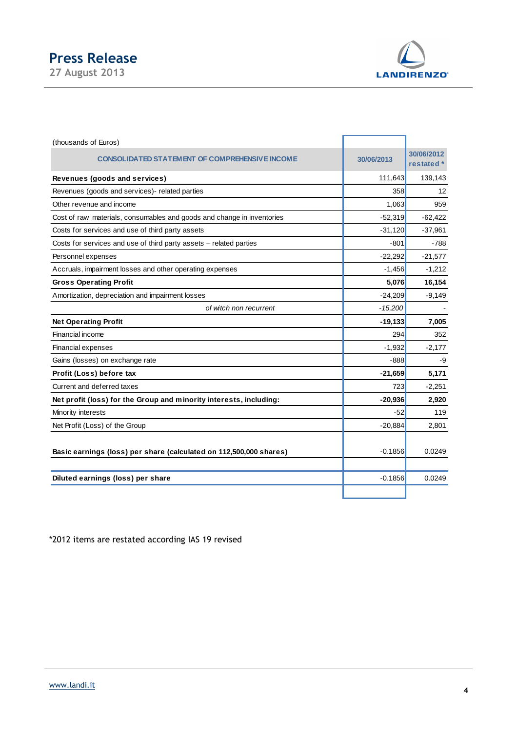(thousands of Euros)

| CONSOLIDATED STATEMENT OF COMPREHENSIVE INCOME | 30/06/2013 | 30/06/2012 restated * |
|---|---|---|
| **Revenues (goods and services)** | 111,643 | 139,143 |
| Revenues (goods and services)- related parties | 358 | 12 |
| Other revenue and income | 1,063 | 959 |
| Cost of raw materials, consumables and goods and change in inventories | -52,319 | -62,422 |
| Costs for services and use of third party assets | -31,120 | -37,961 |
| Costs for services and use of third party assets – related parties | -801 | -788 |
| Personnel expenses | -22,292 | -21,577 |
| Accruals, impairment losses and other operating expenses | -1,456 | -1,212 |
| **Gross Operating Profit** | **5,076** | **16,154** |
| Amortization, depreciation and impairment losses | -24,209 | -9,149 |
| *of witch non recurrent* | *-15,200* | - |
| **Net Operating Profit** | **-19,133** | **7,005** |
| Financial income | 294 | 352 |
| Financial expenses | -1,932 | -2,177 |
| Gains (losses) on exchange rate | -888 | -9 |
| **Profit (Loss) before tax** | **-21,659** | **5,171** |
| Current and deferred taxes | 723 | -2,251 |
| **Net profit (loss) for the Group and minority interests, including:** | **-20,936** | **2,920** |
| Minority interests | -52 | 119 |
| Net Profit (Loss) of the Group | -20,884 | 2,801 |
| **Basic earnings (loss) per share (calculated on 112,500,000 shares)** | -0.1856 | 0.0249 |
| **Diluted earnings (loss) per share** | -0.1856 | 0.0249 |

*2012 items are restated according IAS 19 revised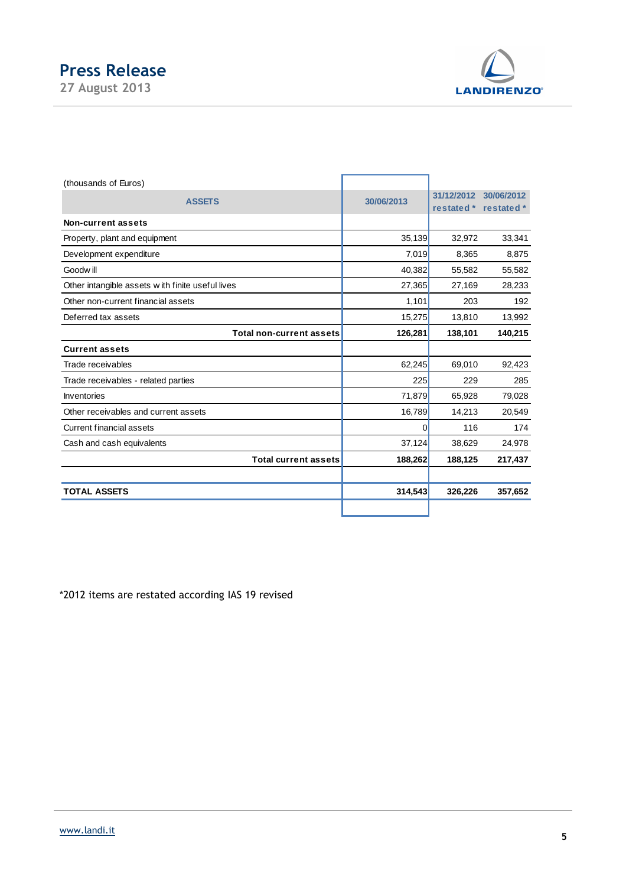(thousands of Euros)

| ASSETS | 30/06/2013 | 31/12/2012 restated * | 30/06/2012 restated * |
|---|---|---|---|
| **Non-current assets** | | | |
| Property, plant and equipment | 35,139 | 32,972 | 33,341 |
| Development expenditure | 7,019 | 8,365 | 8,875 |
| Goodwill | 40,382 | 55,582 | 55,582 |
| Other intangible assets with finite useful lives | 27,365 | 27,169 | 28,233 |
| Other non-current financial assets | 1,101 | 203 | 192 |
| Deferred tax assets | 15,275 | 13,810 | 13,992 |
| **Total non-current assets** | **126,281** | **138,101** | **140,215** |
| **Current assets** | | | |
| Trade receivables | 62,245 | 69,010 | 92,423 |
| Trade receivables - related parties | 225 | 229 | 285 |
| Inventories | 71,879 | 65,928 | 79,028 |
| Other receivables and current assets | 16,789 | 14,213 | 20,549 |
| Current financial assets | 0 | 116 | 174 |
| Cash and cash equivalents | 37,124 | 38,629 | 24,978 |
| **Total current assets** | **188,262** | **188,125** | **217,437** |
| **TOTAL ASSETS** | **314,543** | **326,226** | **357,652** |

*2012 items are restated according IAS 19 revised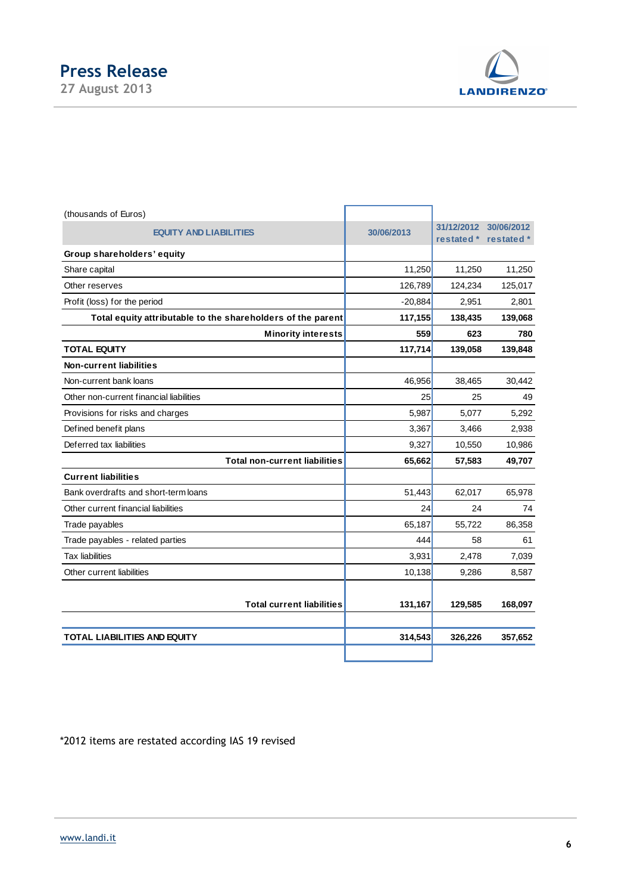(thousands of Euros)

| EQUITY AND LIABILITIES | 30/06/2013 | 31/12/2012 restated * | 30/06/2012 restated * |
|---|---|---|---|
| **Group shareholders' equity** | | | |
| Share capital | 11,250 | 11,250 | 11,250 |
| Other reserves | 126,789 | 124,234 | 125,017 |
| Profit (loss) for the period | -20,884 | 2,951 | 2,801 |
| **Total equity attributable to the shareholders of the parent** | **117,155** | **138,435** | **139,068** |
| **Minority interests** | **559** | **623** | **780** |
| **TOTAL EQUITY** | **117,714** | **139,058** | **139,848** |
| **Non-current liabilities** | | | |
| Non-current bank loans | 46,956 | 38,465 | 30,442 |
| Other non-current financial liabilities | 25 | 25 | 49 |
| Provisions for risks and charges | 5,987 | 5,077 | 5,292 |
| Defined benefit plans | 3,367 | 3,466 | 2,938 |
| Deferred tax liabilities | 9,327 | 10,550 | 10,986 |
| **Total non-current liabilities** | **65,662** | **57,583** | **49,707** |
| **Current liabilities** | | | |
| Bank overdrafts and short-term loans | 51,443 | 62,017 | 65,978 |
| Other current financial liabilities | 24 | 24 | 74 |
| Trade payables | 65,187 | 55,722 | 86,358 |
| Trade payables - related parties | 444 | 58 | 61 |
| Tax liabilities | 3,931 | 2,478 | 7,039 |
| Other current liabilities | 10,138 | 9,286 | 8,587 |
| **Total current liabilities** | **131,167** | **129,585** | **168,097** |
| **TOTAL LIABILITIES AND EQUITY** | **314,543** | **326,226** | **357,652** |

*2012 items are restated according IAS 19 revised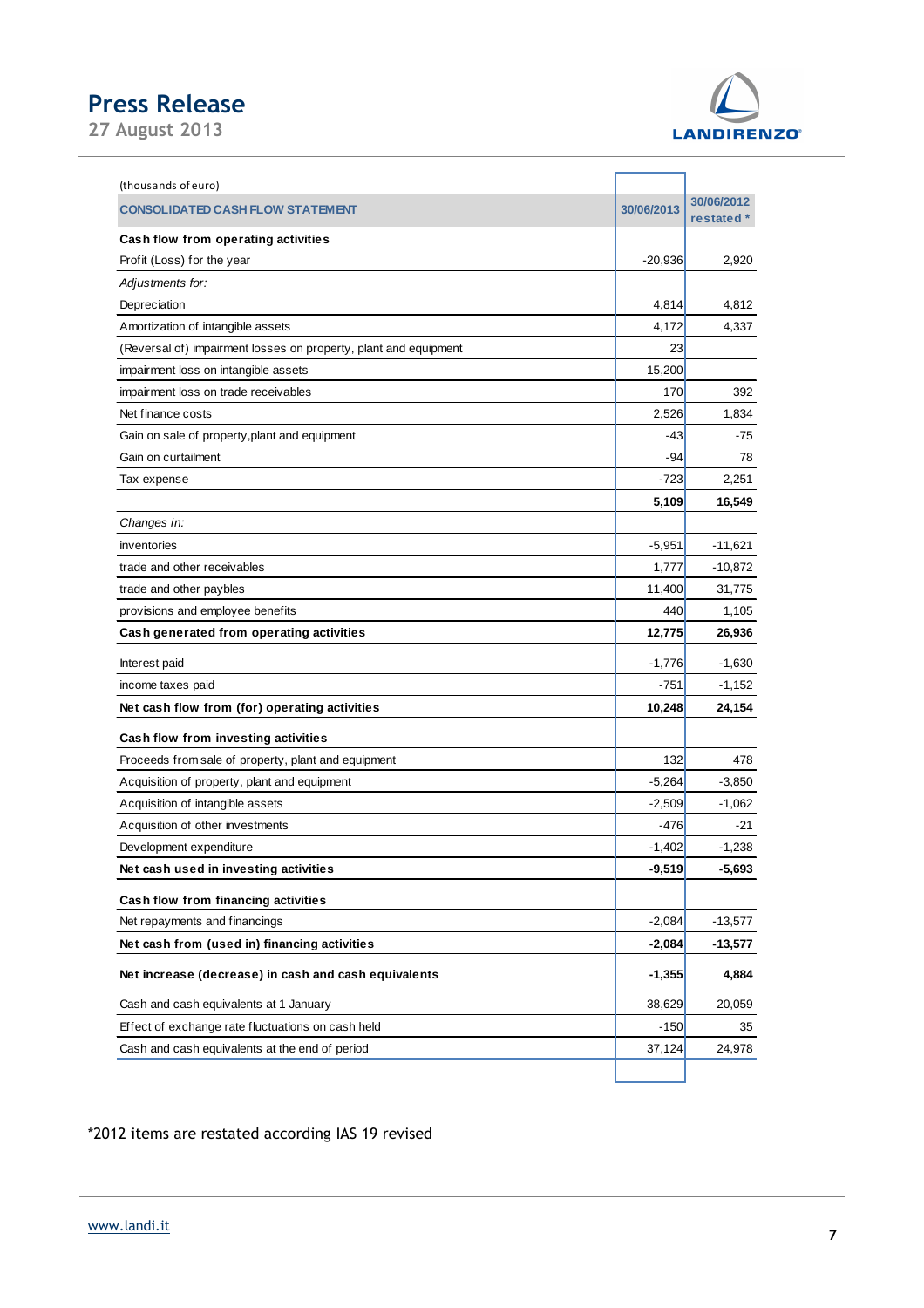(thousands of euro)

| CONSOLIDATED CASH FLOW STATEMENT | 30/06/2013 | 30/06/2012 restated * |
|---|---|---|
| **Cash flow from operating activities** | | |
| Profit (Loss) for the year | -20,936 | 2,920 |
| *Adjustments for:* | | |
| Depreciation | 4,814 | 4,812 |
| Amortization of intangible assets | 4,172 | 4,337 |
| (Reversal of) impairment losses on property, plant and equipment | 23 | |
| impairment loss on intangible assets | 15,200 | |
| impairment loss on trade receivables | 170 | 392 |
| Net finance costs | 2,526 | 1,834 |
| Gain on sale of property,plant and equipment | -43 | -75 |
| Gain on curtailment | -94 | 78 |
| Tax expense | -723 | 2,251 |
| | **5,109** | **16,549** |
| *Changes in:* | | |
| inventories | -5,951 | -11,621 |
| trade and other receivables | 1,777 | -10,872 |
| trade and other paybles | 11,400 | 31,775 |
| provisions and employee benefits | 440 | 1,105 |
| **Cash generated from operating activities** | **12,775** | **26,936** |
| Interest paid | -1,776 | -1,630 |
| income taxes paid | -751 | -1,152 |
| **Net cash flow from (for) operating activities** | **10,248** | **24,154** |
| **Cash flow from investing activities** | | |
| Proceeds from sale of property, plant and equipment | 132 | 478 |
| Acquisition of property, plant and equipment | -5,264 | -3,850 |
| Acquisition of intangible assets | -2,509 | -1,062 |
| Acquisition of other investments | -476 | -21 |
| Development expenditure | -1,402 | -1,238 |
| **Net cash used in investing activities** | **-9,519** | **-5,693** |
| **Cash flow from financing activities** | | |
| Net repayments and financings | -2,084 | -13,577 |
| **Net cash from (used in) financing activities** | **-2,084** | **-13,577** |
| **Net increase (decrease) in cash and cash equivalents** | **-1,355** | **4,884** |
| Cash and cash equivalents at 1 January | 38,629 | 20,059 |
| Effect of exchange rate fluctuations on cash held | -150 | 35 |
| Cash and cash equivalents at the end of period | 37,124 | 24,978 |

*2012 items are restated according IAS 19 revised